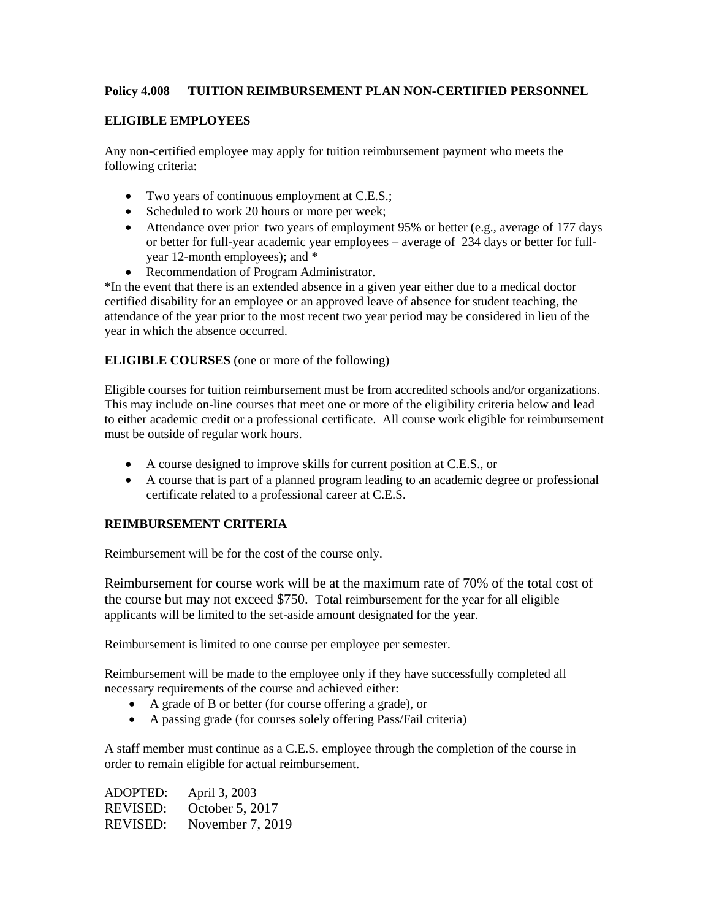**Policy 4.008 TUITION REIMBURSEMENT PLAN NON-CERTIFIED PERSONNEL**

**ELIGIBLE EMPLOYEES**

Any non-certified employee may apply for tuition reimbursement payment who meets the following criteria:

- Two years of continuous employment at C.E.S.;
- Scheduled to work 20 hours or more per week;
- Attendance over prior two years of employment 95% or better (e.g., average of 177 days or better for full-year academic year employees – average of 234 days or better for full-year 12-month employees); and *
- Recommendation of Program Administrator.

*In the event that there is an extended absence in a given year either due to a medical doctor certified disability for an employee or an approved leave of absence for student teaching, the attendance of the year prior to the most recent two year period may be considered in lieu of the year in which the absence occurred.

**ELIGIBLE COURSES** (one or more of the following)

Eligible courses for tuition reimbursement must be from accredited schools and/or organizations. This may include on-line courses that meet one or more of the eligibility criteria below and lead to either academic credit or a professional certificate. All course work eligible for reimbursement must be outside of regular work hours.

- A course designed to improve skills for current position at C.E.S., or
- A course that is part of a planned program leading to an academic degree or professional certificate related to a professional career at C.E.S.

**REIMBURSEMENT CRITERIA**

Reimbursement will be for the cost of the course only.

Reimbursement for course work will be at the maximum rate of 70% of the total cost of the course but may not exceed $750. Total reimbursement for the year for all eligible applicants will be limited to the set-aside amount designated for the year.

Reimbursement is limited to one course per employee per semester.

Reimbursement will be made to the employee only if they have successfully completed all necessary requirements of the course and achieved either:

- A grade of B or better (for course offering a grade), or
- A passing grade (for courses solely offering Pass/Fail criteria)

A staff member must continue as a C.E.S. employee through the completion of the course in order to remain eligible for actual reimbursement.

ADOPTED: April 3, 2003
REVISED: October 5, 2017
REVISED: November 7, 2019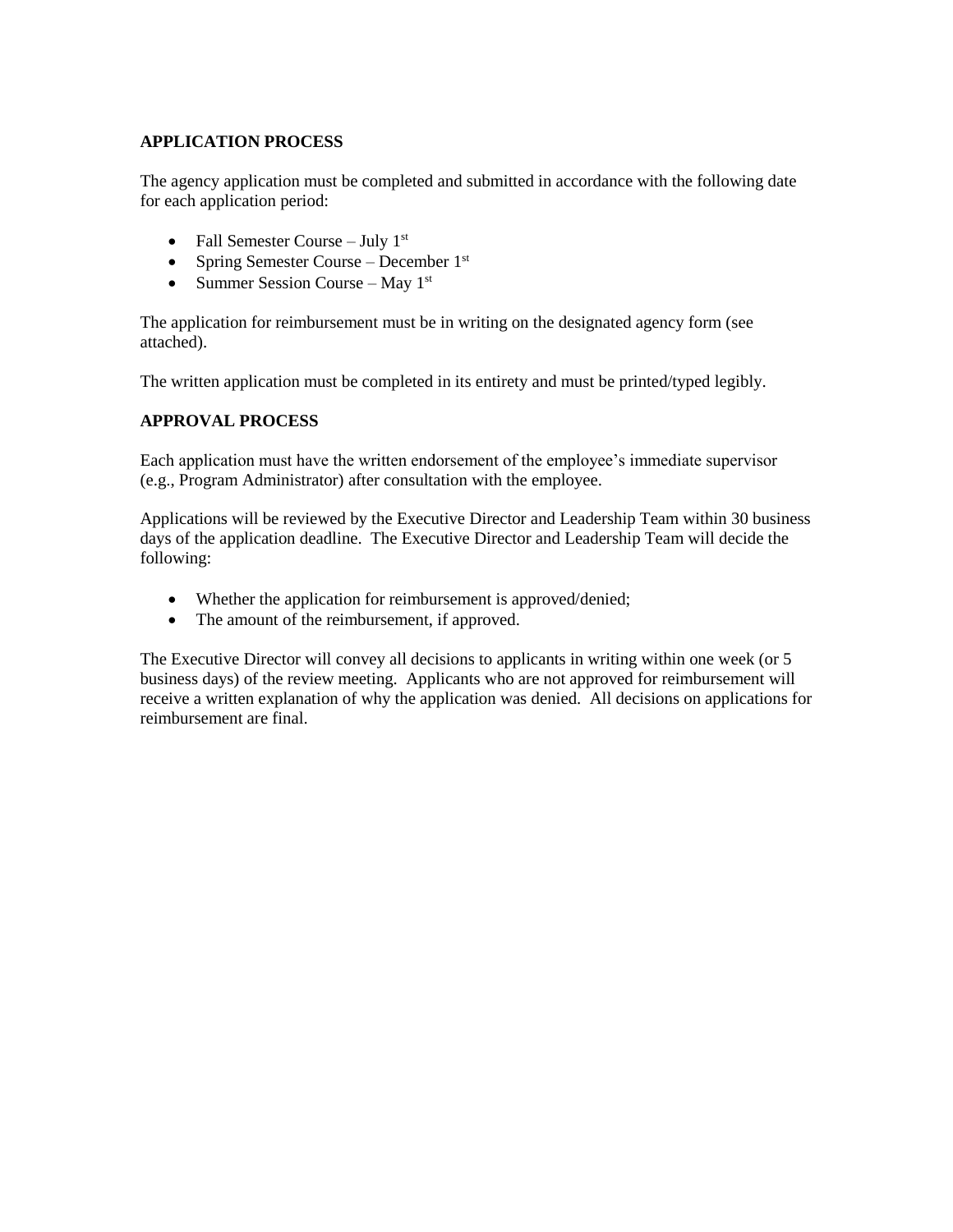## APPLICATION PROCESS

The agency application must be completed and submitted in accordance with the following date for each application period:

- Fall Semester Course – July 1st
- Spring Semester Course – December 1st
- Summer Session Course – May 1st

The application for reimbursement must be in writing on the designated agency form (see attached).

The written application must be completed in its entirety and must be printed/typed legibly.

## APPROVAL PROCESS

Each application must have the written endorsement of the employee's immediate supervisor (e.g., Program Administrator) after consultation with the employee.

Applications will be reviewed by the Executive Director and Leadership Team within 30 business days of the application deadline. The Executive Director and Leadership Team will decide the following:

- Whether the application for reimbursement is approved/denied;
- The amount of the reimbursement, if approved.

The Executive Director will convey all decisions to applicants in writing within one week (or 5 business days) of the review meeting. Applicants who are not approved for reimbursement will receive a written explanation of why the application was denied. All decisions on applications for reimbursement are final.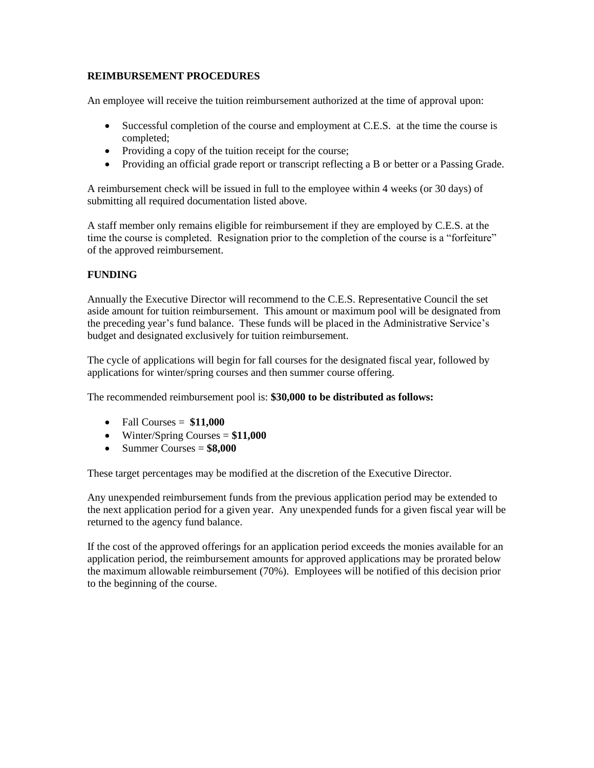**REIMBURSEMENT PROCEDURES**

An employee will receive the tuition reimbursement authorized at the time of approval upon:

- Successful completion of the course and employment at C.E.S. at the time the course is completed;
- Providing a copy of the tuition receipt for the course;
- Providing an official grade report or transcript reflecting a B or better or a Passing Grade.

A reimbursement check will be issued in full to the employee within 4 weeks (or 30 days) of submitting all required documentation listed above.

A staff member only remains eligible for reimbursement if they are employed by C.E.S. at the time the course is completed. Resignation prior to the completion of the course is a "forfeiture" of the approved reimbursement.

**FUNDING**

Annually the Executive Director will recommend to the C.E.S. Representative Council the set aside amount for tuition reimbursement. This amount or maximum pool will be designated from the preceding year's fund balance. These funds will be placed in the Administrative Service's budget and designated exclusively for tuition reimbursement.

The cycle of applications will begin for fall courses for the designated fiscal year, followed by applications for winter/spring courses and then summer course offering.

The recommended reimbursement pool is: **$30,000 to be distributed as follows:**

- Fall Courses = **$11,000**
- Winter/Spring Courses = **$11,000**
- Summer Courses = **$8,000**

These target percentages may be modified at the discretion of the Executive Director.

Any unexpended reimbursement funds from the previous application period may be extended to the next application period for a given year. Any unexpended funds for a given fiscal year will be returned to the agency fund balance.

If the cost of the approved offerings for an application period exceeds the monies available for an application period, the reimbursement amounts for approved applications may be prorated below the maximum allowable reimbursement (70%). Employees will be notified of this decision prior to the beginning of the course.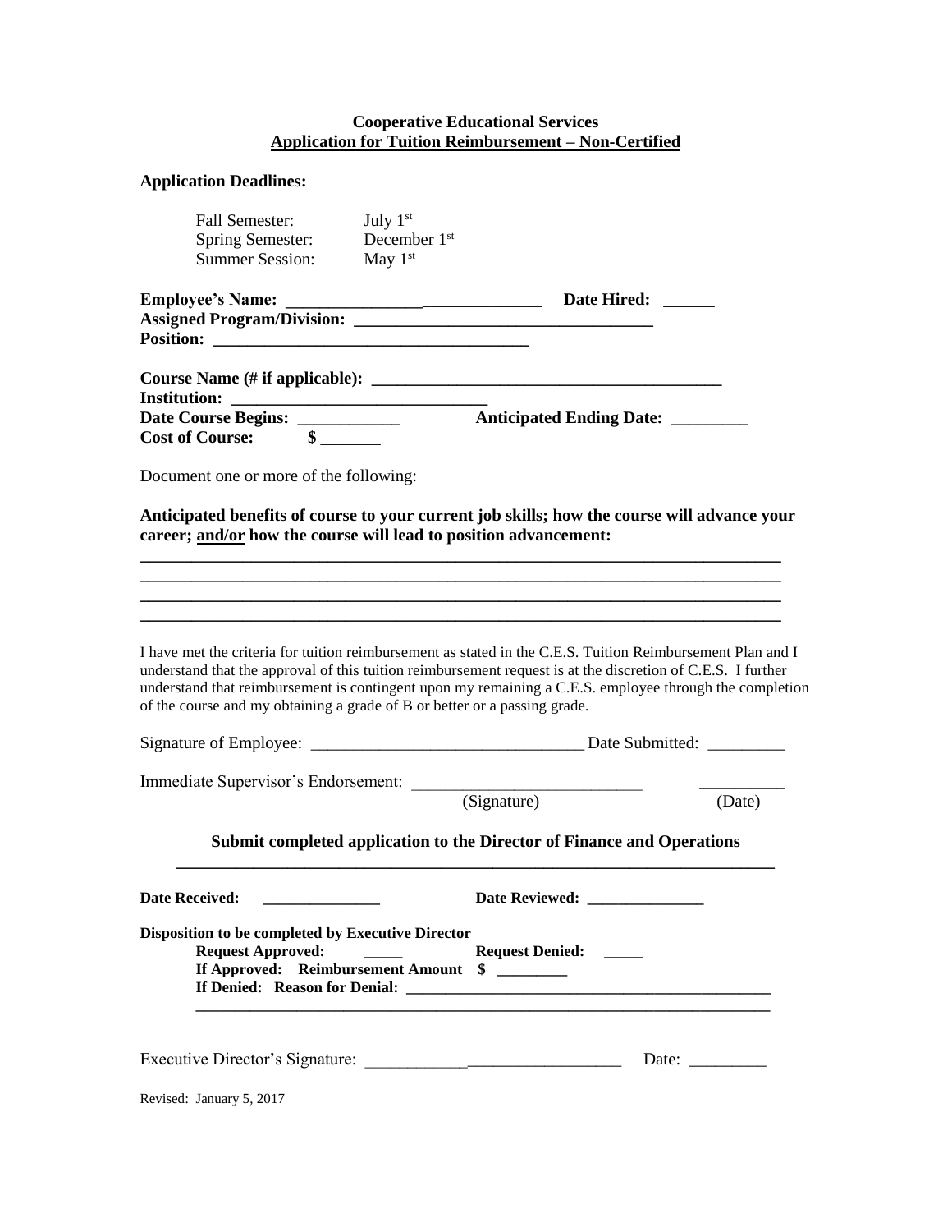**Cooperative Educational Services**
**Application for Tuition Reimbursement – Non-Certified**

**Application Deadlines:**

| | |
|---|---|
| Fall Semester: | July 1st |
| Spring Semester: | December 1st |
| Summer Session: | May 1st |

**Employee's Name:** _______________________________ **Date Hired:** ______

**Assigned Program/Division:** ___________________________________

**Position:** _____________________________________

**Course Name (# if applicable):** ________________________________________

**Institution:** ______________________________

**Date Course Begins:** ____________ **Anticipated Ending Date:** _________

**Cost of Course:** **$** _______

Document one or more of the following:

**Anticipated benefits of course to your current job skills; how the course will advance your career; and/or how the course will lead to position advancement:**

______________________________________________________________________________

______________________________________________________________________________

______________________________________________________________________________

______________________________________________________________________________

I have met the criteria for tuition reimbursement as stated in the C.E.S. Tuition Reimbursement Plan and I understand that the approval of this tuition reimbursement request is at the discretion of C.E.S. I further understand that reimbursement is contingent upon my remaining a C.E.S. employee through the completion of the course and my obtaining a grade of B or better or a passing grade.

Signature of Employee: _______________________________ Date Submitted: _________

Immediate Supervisor's Endorsement: __________________________ __________
(Signature) (Date)

**Submit completed application to the Director of Finance and Operations**

______________________________________________________________________________

**Date Received:** _______________ **Date Reviewed:** _______________

**Disposition to be completed by Executive Director**

**Request Approved:** _____ **Request Denied:** _____

**If Approved: Reimbursement Amount $** _________

**If Denied: Reason for Denial:** ________________________________________________

______________________________________________________________________________

Executive Director's Signature: ______________________________ Date: _________

Revised: January 5, 2017